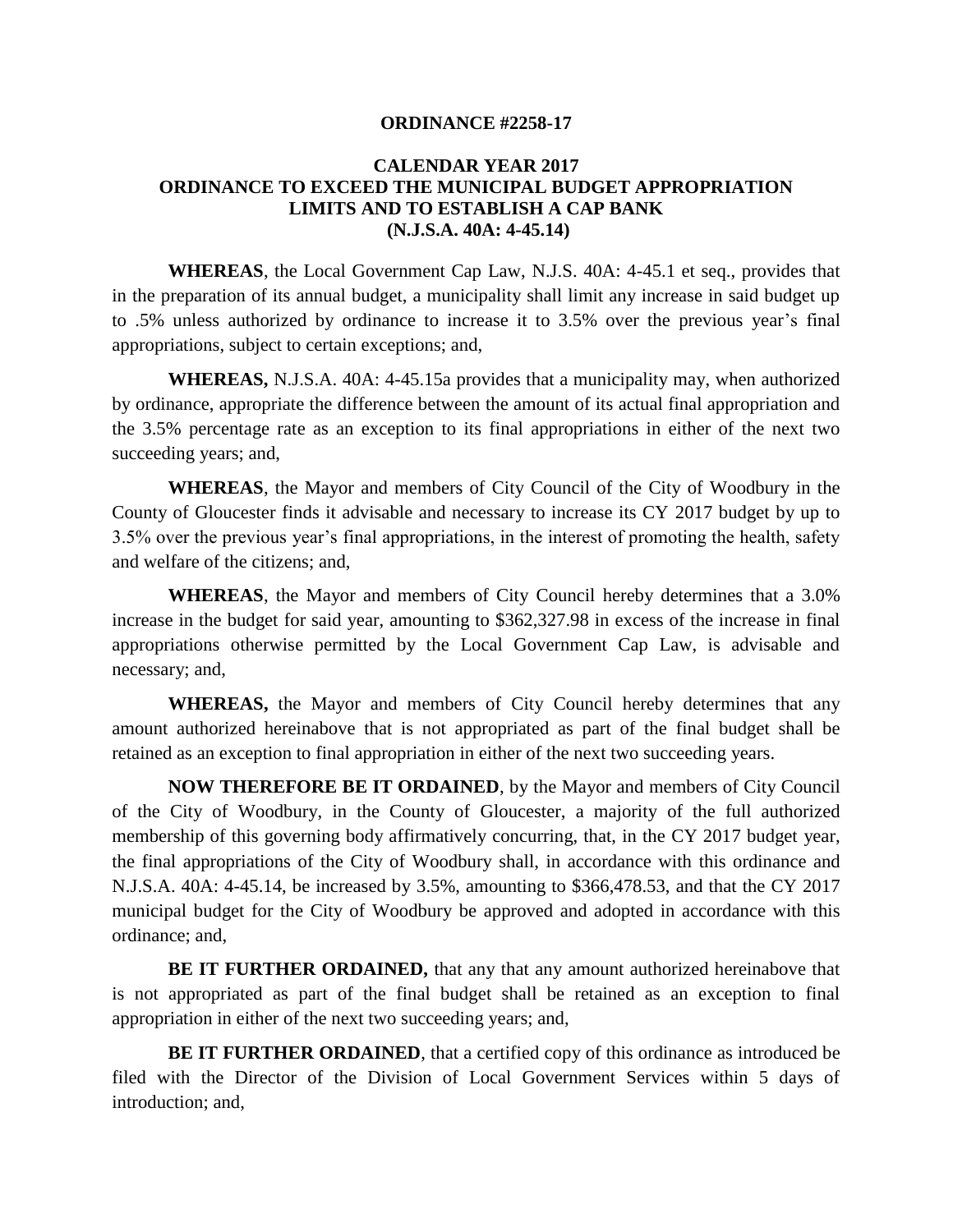**ORDINANCE #2258-17**

**CALENDAR YEAR 2017**
**ORDINANCE TO EXCEED THE MUNICIPAL BUDGET APPROPRIATION LIMITS AND TO ESTABLISH A CAP BANK**
**(N.J.S.A. 40A: 4-45.14)**

**WHEREAS**, the Local Government Cap Law, N.J.S. 40A: 4-45.1 et seq., provides that in the preparation of its annual budget, a municipality shall limit any increase in said budget up to .5% unless authorized by ordinance to increase it to 3.5% over the previous year's final appropriations, subject to certain exceptions; and,

**WHEREAS,** N.J.S.A. 40A: 4-45.15a provides that a municipality may, when authorized by ordinance, appropriate the difference between the amount of its actual final appropriation and the 3.5% percentage rate as an exception to its final appropriations in either of the next two succeeding years; and,

**WHEREAS**, the Mayor and members of City Council of the City of Woodbury in the County of Gloucester finds it advisable and necessary to increase its CY 2017 budget by up to 3.5% over the previous year's final appropriations, in the interest of promoting the health, safety and welfare of the citizens; and,

**WHEREAS**, the Mayor and members of City Council hereby determines that a 3.0% increase in the budget for said year, amounting to $362,327.98 in excess of the increase in final appropriations otherwise permitted by the Local Government Cap Law, is advisable and necessary; and,

**WHEREAS,** the Mayor and members of City Council hereby determines that any amount authorized hereinabove that is not appropriated as part of the final budget shall be retained as an exception to final appropriation in either of the next two succeeding years.

**NOW THEREFORE BE IT ORDAINED**, by the Mayor and members of City Council of the City of Woodbury, in the County of Gloucester, a majority of the full authorized membership of this governing body affirmatively concurring, that, in the CY 2017 budget year, the final appropriations of the City of Woodbury shall, in accordance with this ordinance and N.J.S.A. 40A: 4-45.14, be increased by 3.5%, amounting to $366,478.53, and that the CY 2017 municipal budget for the City of Woodbury be approved and adopted in accordance with this ordinance; and,

**BE IT FURTHER ORDAINED,** that any that any amount authorized hereinabove that is not appropriated as part of the final budget shall be retained as an exception to final appropriation in either of the next two succeeding years; and,

**BE IT FURTHER ORDAINED**, that a certified copy of this ordinance as introduced be filed with the Director of the Division of Local Government Services within 5 days of introduction; and,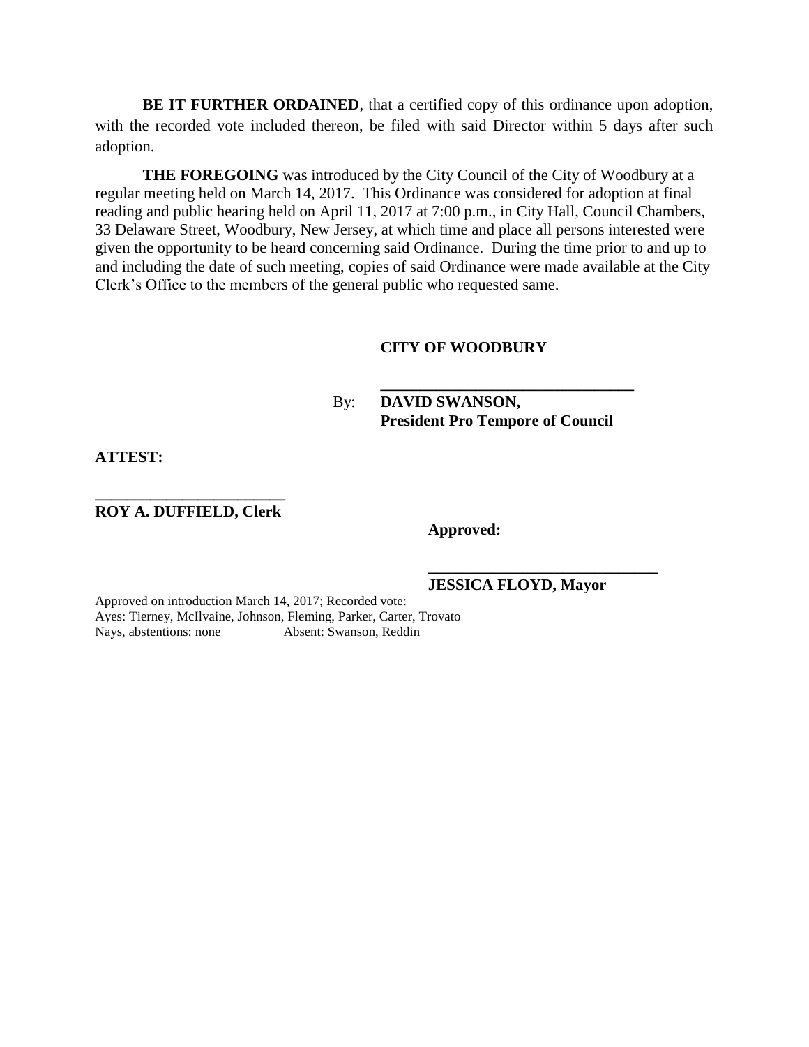**BE IT FURTHER ORDAINED**, that a certified copy of this ordinance upon adoption, with the recorded vote included thereon, be filed with said Director within 5 days after such adoption.

**THE FOREGOING** was introduced by the City Council of the City of Woodbury at a regular meeting held on March 14, 2017. This Ordinance was considered for adoption at final reading and public hearing held on April 11, 2017 at 7:00 p.m., in City Hall, Council Chambers, 33 Delaware Street, Woodbury, New Jersey, at which time and place all persons interested were given the opportunity to be heard concerning said Ordinance. During the time prior to and up to and including the date of such meeting, copies of said Ordinance were made available at the City Clerk's Office to the members of the general public who requested same.

**CITY OF WOODBURY**

\_\_\_\_\_\_\_\_\_\_\_\_\_\_\_\_\_\_\_\_\_\_\_\_\_\_\_\_\_\_\_\_

By: **DAVID SWANSON,**
**President Pro Tempore of Council**

**ATTEST:**

\_\_\_\_\_\_\_\_\_\_\_\_\_\_\_\_\_\_\_\_\_\_\_\_\_\_
**ROY A. DUFFIELD, Clerk**

**Approved:**

\_\_\_\_\_\_\_\_\_\_\_\_\_\_\_\_\_\_\_\_\_\_\_\_\_\_\_\_\_\_
**JESSICA FLOYD, Mayor**

Approved on introduction March 14, 2017; Recorded vote:
Ayes: Tierney, McIlvaine, Johnson, Fleming, Parker, Carter, Trovato
Nays, abstentions: none Absent: Swanson, Reddin